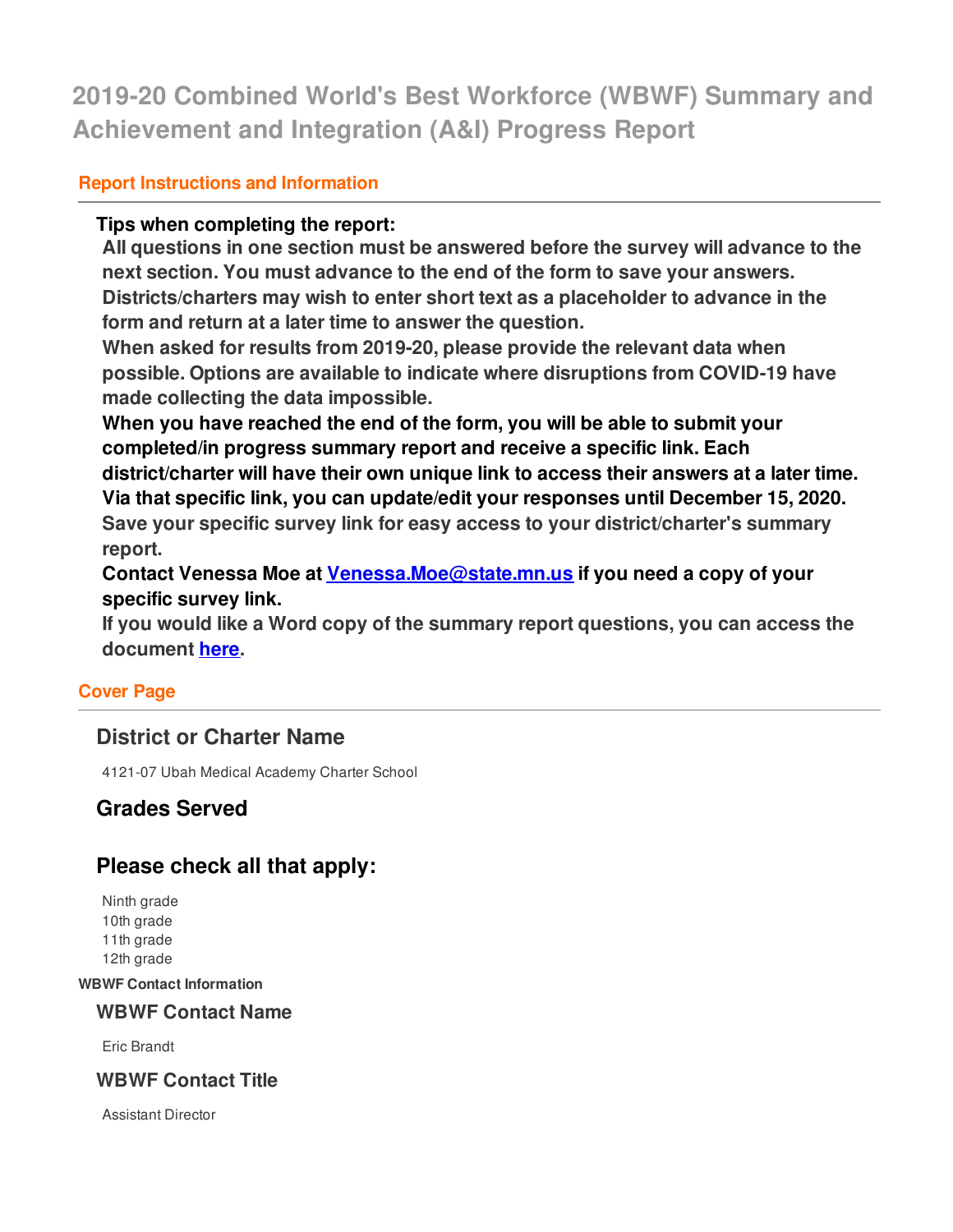# 2019-20 Combined World's Best Workforce (WBWF) Summary and Achievement and Integration (A&I) Progress Report

## Report Instructions and Information

**Tips when completing the report:**

**All questions in one section must be answered before the survey will advance to the next section. You must advance to the end of the form to save your answers. Districts/charters may wish to enter short text as a placeholder to advance in the form and return at a later time to answer the question.**

**When asked for results from 2019-20, please provide the relevant data when possible. Options are available to indicate where disruptions from COVID-19 have made collecting the data impossible.**

**When you have reached the end of the form, you will be able to submit your completed/in progress summary report and receive a specific link. Each district/charter will have their own unique link to access their answers at a later time. Via that specific link, you can update/edit your responses until December 15, 2020.**

**Save your specific survey link for easy access to your district/charter's summary report.**

**Contact Venessa Moe at [Venessa.Moe@state.mn.us](mailto:Venessa.Moe@state.mn.us) if you need a copy of your specific survey link.**

**If you would like a Word copy of the summary report questions, you can access the document [here](#).**

## Cover Page

### District or Charter Name

4121-07 Ubah Medical Academy Charter School

### Grades Served

### Please check all that apply:

Ninth grade
10th grade
11th grade
12th grade

**WBWF Contact Information**

### WBWF Contact Name

Eric Brandt

### WBWF Contact Title

Assistant Director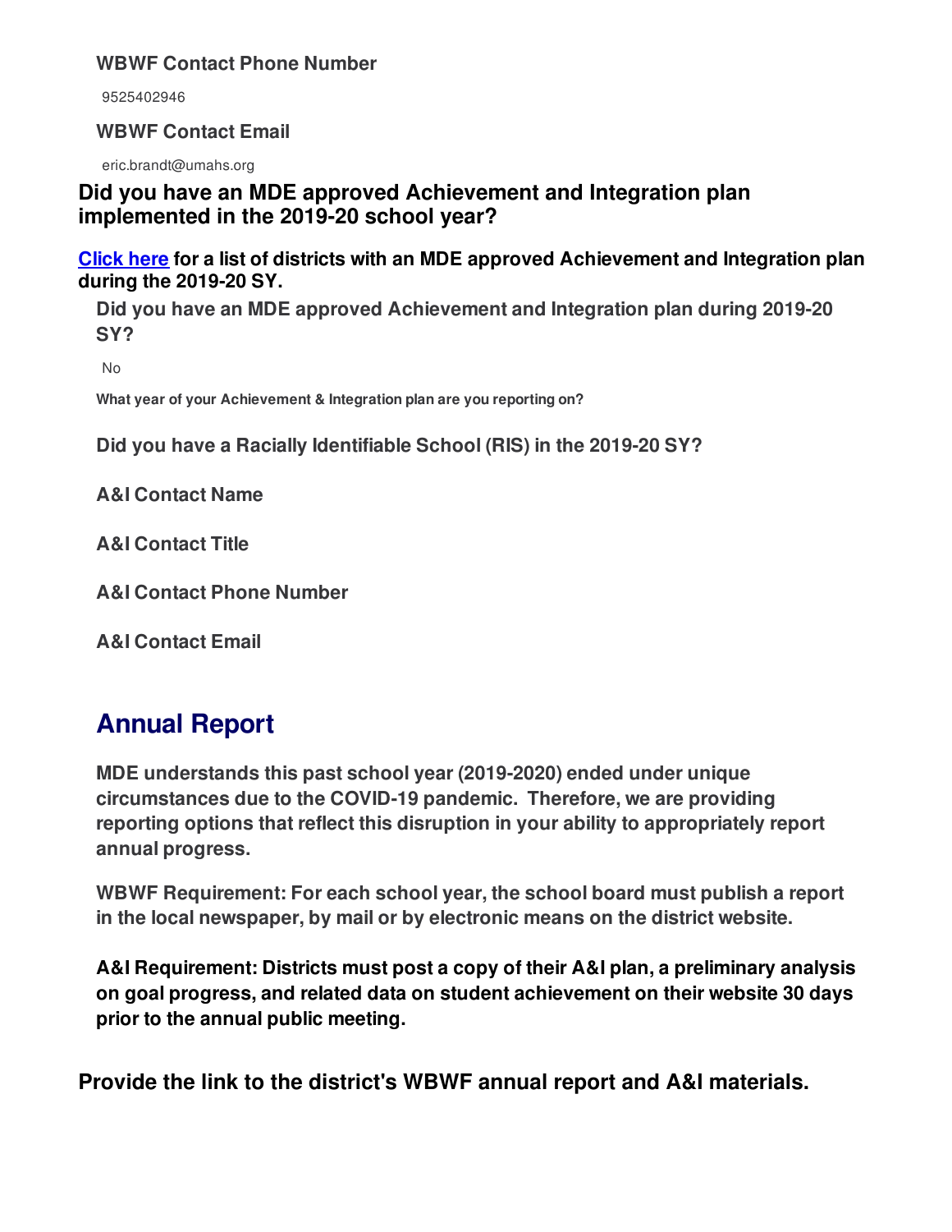**WBWF Contact Phone Number**

9525402946

**WBWF Contact Email**

eric.brandt@umahs.org

### Did you have an MDE approved Achievement and Integration plan implemented in the 2019-20 school year?

**Click here for a list of districts with an MDE approved Achievement and Integration plan during the 2019-20 SY.**

**Did you have an MDE approved Achievement and Integration plan during 2019-20 SY?**

No

**What year of your Achievement & Integration plan are you reporting on?**

**Did you have a Racially Identifiable School (RIS) in the 2019-20 SY?**

**A&I Contact Name**

**A&I Contact Title**

**A&I Contact Phone Number**

**A&I Contact Email**

## Annual Report

**MDE understands this past school year (2019-2020) ended under unique circumstances due to the COVID-19 pandemic. Therefore, we are providing reporting options that reflect this disruption in your ability to appropriately report annual progress.**

**WBWF Requirement: For each school year, the school board must publish a report in the local newspaper, by mail or by electronic means on the district website.**

**A&I Requirement: Districts must post a copy of their A&I plan, a preliminary analysis on goal progress, and related data on student achievement on their website 30 days prior to the annual public meeting.**

### Provide the link to the district's WBWF annual report and A&I materials.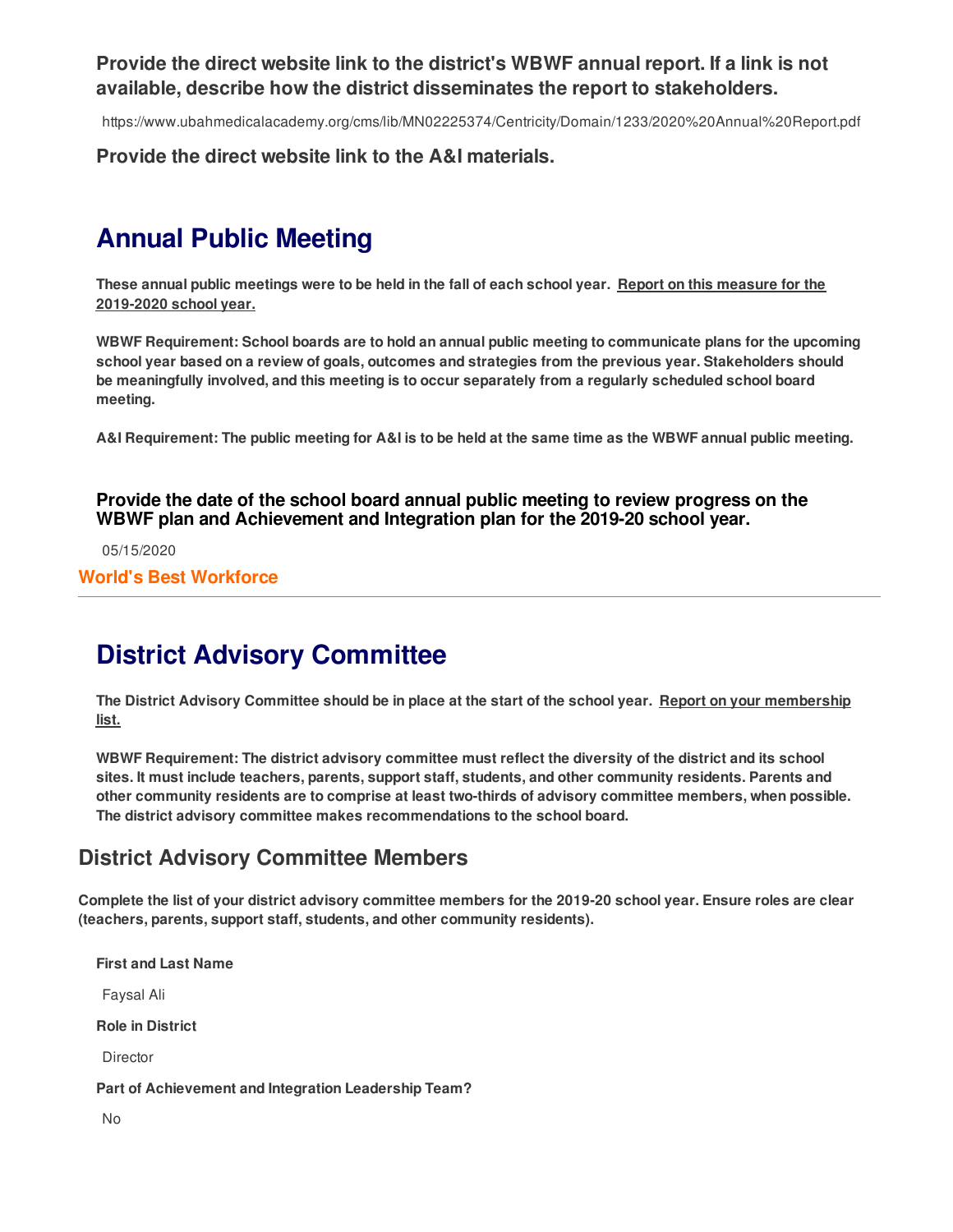**Provide the direct website link to the district's WBWF annual report. If a link is not available, describe how the district disseminates the report to stakeholders.**

https://www.ubahmedicalacademy.org/cms/lib/MN02225374/Centricity/Domain/1233/2020%20Annual%20Report.pdf

**Provide the direct website link to the A&I materials.**

# Annual Public Meeting

**These annual public meetings were to be held in the fall of each school year. Report on this measure for the 2019-2020 school year.**

**WBWF Requirement: School boards are to hold an annual public meeting to communicate plans for the upcoming school year based on a review of goals, outcomes and strategies from the previous year. Stakeholders should be meaningfully involved, and this meeting is to occur separately from a regularly scheduled school board meeting.**

**A&I Requirement: The public meeting for A&I is to be held at the same time as the WBWF annual public meeting.**

### Provide the date of the school board annual public meeting to review progress on the WBWF plan and Achievement and Integration plan for the 2019-20 school year.

05/15/2020

**World's Best Workforce**

---

# District Advisory Committee

**The District Advisory Committee should be in place at the start of the school year. Report on your membership list.**

**WBWF Requirement: The district advisory committee must reflect the diversity of the district and its school sites. It must include teachers, parents, support staff, students, and other community residents. Parents and other community residents are to comprise at least two-thirds of advisory committee members, when possible. The district advisory committee makes recommendations to the school board.**

## District Advisory Committee Members

**Complete the list of your district advisory committee members for the 2019-20 school year. Ensure roles are clear (teachers, parents, support staff, students, and other community residents).**

**First and Last Name**

Faysal Ali

**Role in District**

Director

**Part of Achievement and Integration Leadership Team?**

No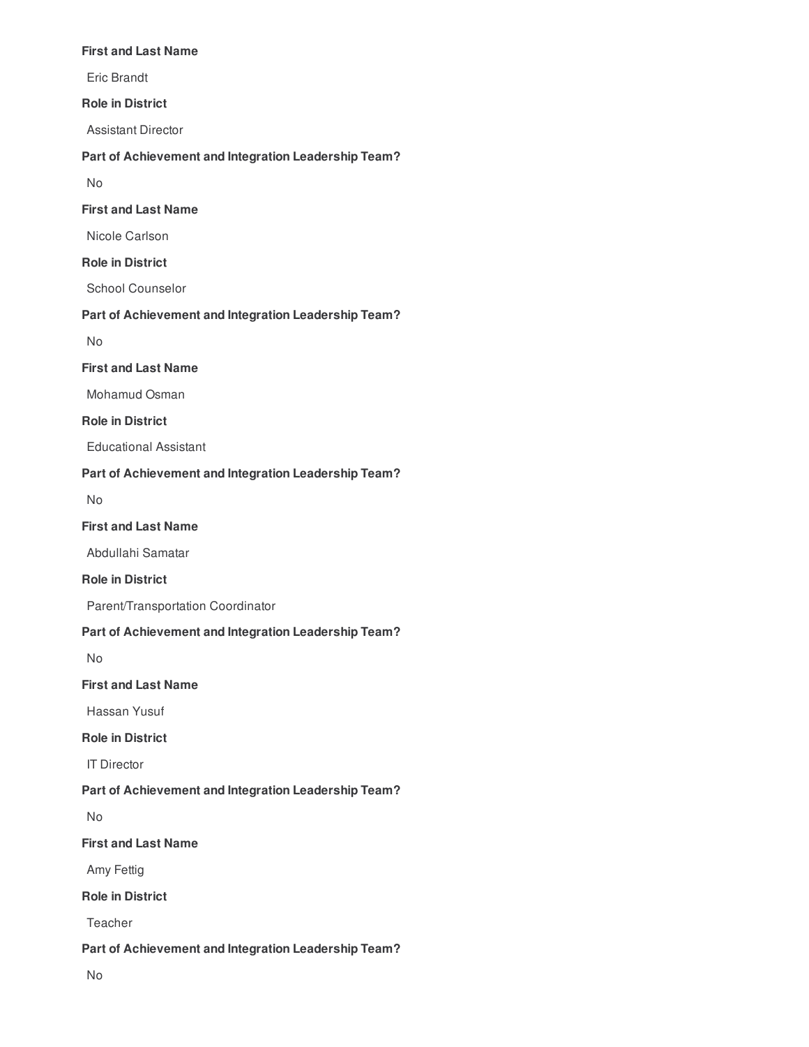**First and Last Name**

Eric Brandt

**Role in District**

Assistant Director

**Part of Achievement and Integration Leadership Team?**

No

**First and Last Name**

Nicole Carlson

**Role in District**

School Counselor

**Part of Achievement and Integration Leadership Team?**

No

**First and Last Name**

Mohamud Osman

**Role in District**

Educational Assistant

**Part of Achievement and Integration Leadership Team?**

No

**First and Last Name**

Abdullahi Samatar

**Role in District**

Parent/Transportation Coordinator

**Part of Achievement and Integration Leadership Team?**

No

**First and Last Name**

Hassan Yusuf

**Role in District**

IT Director

**Part of Achievement and Integration Leadership Team?**

No

**First and Last Name**

Amy Fettig

**Role in District**

Teacher

**Part of Achievement and Integration Leadership Team?**

No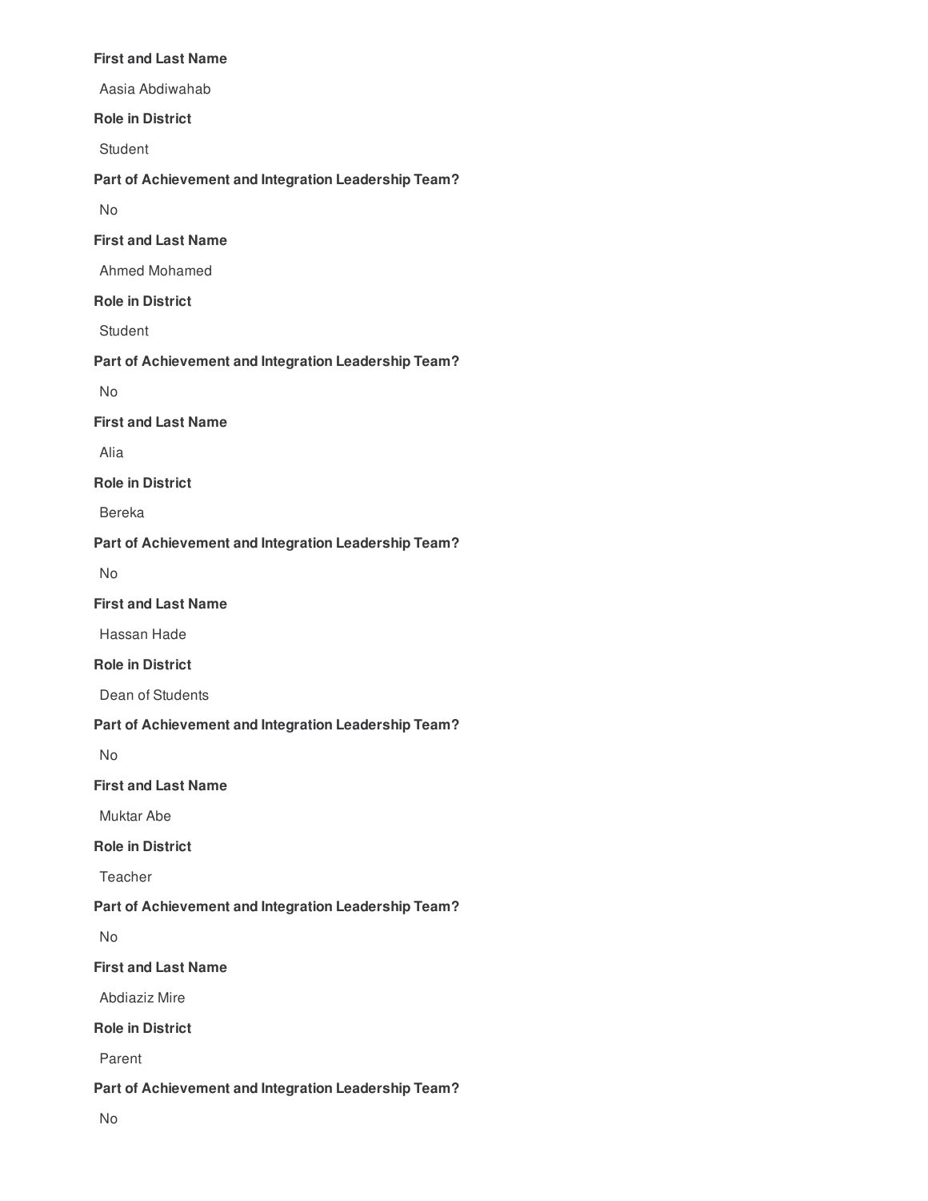**First and Last Name**

Aasia Abdiwahab

**Role in District**

Student

**Part of Achievement and Integration Leadership Team?**

No

**First and Last Name**

Ahmed Mohamed

**Role in District**

Student

**Part of Achievement and Integration Leadership Team?**

No

**First and Last Name**

Alia

**Role in District**

Bereka

**Part of Achievement and Integration Leadership Team?**

No

**First and Last Name**

Hassan Hade

**Role in District**

Dean of Students

**Part of Achievement and Integration Leadership Team?**

No

**First and Last Name**

Muktar Abe

**Role in District**

Teacher

**Part of Achievement and Integration Leadership Team?**

No

**First and Last Name**

Abdiaziz Mire

**Role in District**

Parent

**Part of Achievement and Integration Leadership Team?**

No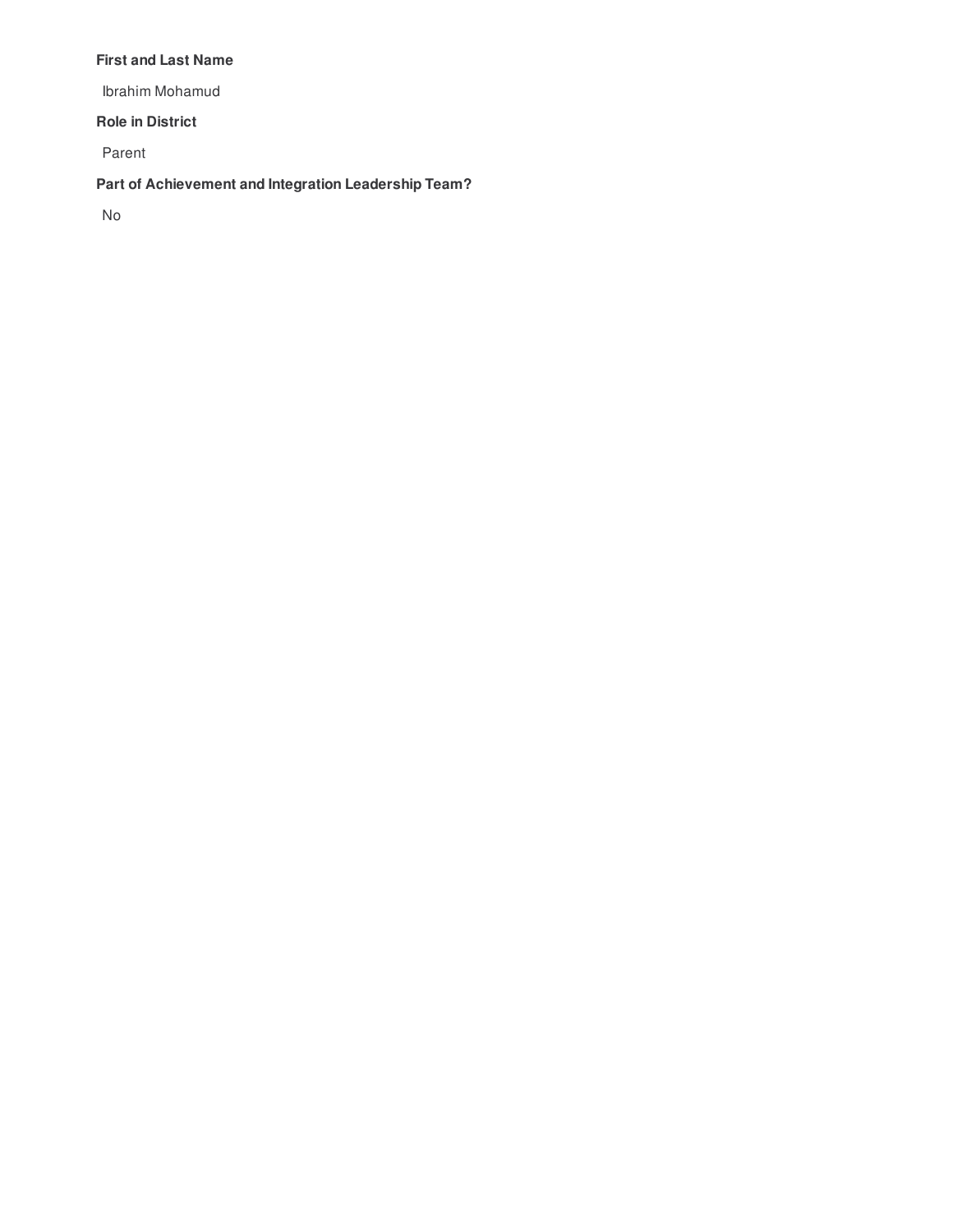**First and Last Name**

Ibrahim Mohamud

**Role in District**

Parent

**Part of Achievement and Integration Leadership Team?**

No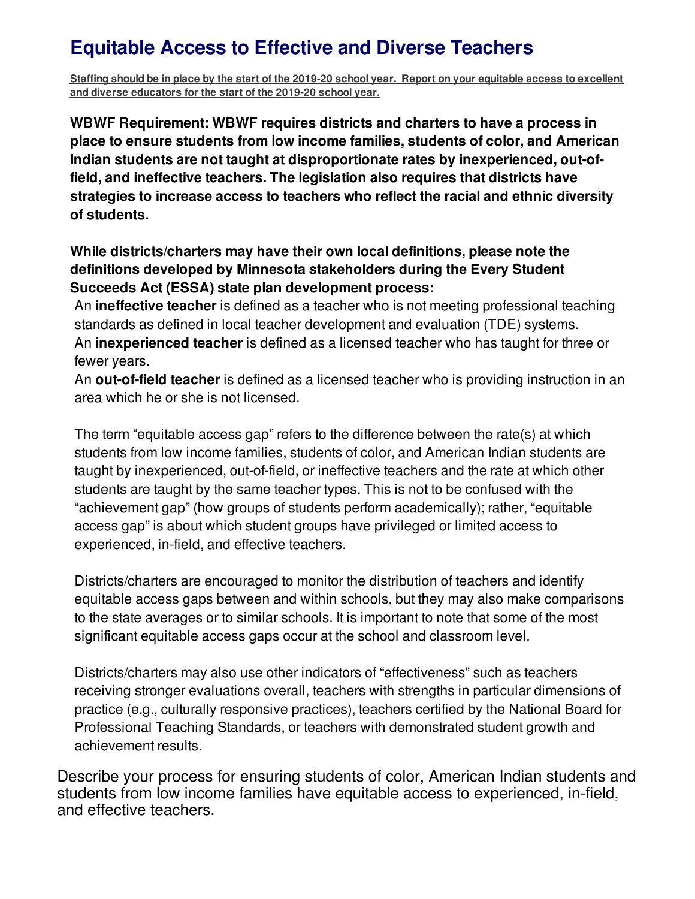# Equitable Access to Effective and Diverse Teachers

**Staffing should be in place by the start of the 2019-20 school year. Report on your equitable access to excellent and diverse educators for the start of the 2019-20 school year.**

**WBWF Requirement: WBWF requires districts and charters to have a process in place to ensure students from low income families, students of color, and American Indian students are not taught at disproportionate rates by inexperienced, out-of-field, and ineffective teachers. The legislation also requires that districts have strategies to increase access to teachers who reflect the racial and ethnic diversity of students.**

**While districts/charters may have their own local definitions, please note the definitions developed by Minnesota stakeholders during the Every Student Succeeds Act (ESSA) state plan development process:**

An **ineffective teacher** is defined as a teacher who is not meeting professional teaching standards as defined in local teacher development and evaluation (TDE) systems.
An **inexperienced teacher** is defined as a licensed teacher who has taught for three or fewer years.
An **out-of-field teacher** is defined as a licensed teacher who is providing instruction in an area which he or she is not licensed.

The term "equitable access gap" refers to the difference between the rate(s) at which students from low income families, students of color, and American Indian students are taught by inexperienced, out-of-field, or ineffective teachers and the rate at which other students are taught by the same teacher types. This is not to be confused with the "achievement gap" (how groups of students perform academically); rather, "equitable access gap" is about which student groups have privileged or limited access to experienced, in-field, and effective teachers.

Districts/charters are encouraged to monitor the distribution of teachers and identify equitable access gaps between and within schools, but they may also make comparisons to the state averages or to similar schools. It is important to note that some of the most significant equitable access gaps occur at the school and classroom level.

Districts/charters may also use other indicators of "effectiveness" such as teachers receiving stronger evaluations overall, teachers with strengths in particular dimensions of practice (e.g., culturally responsive practices), teachers certified by the National Board for Professional Teaching Standards, or teachers with demonstrated student growth and achievement results.

Describe your process for ensuring students of color, American Indian students and students from low income families have equitable access to experienced, in-field, and effective teachers.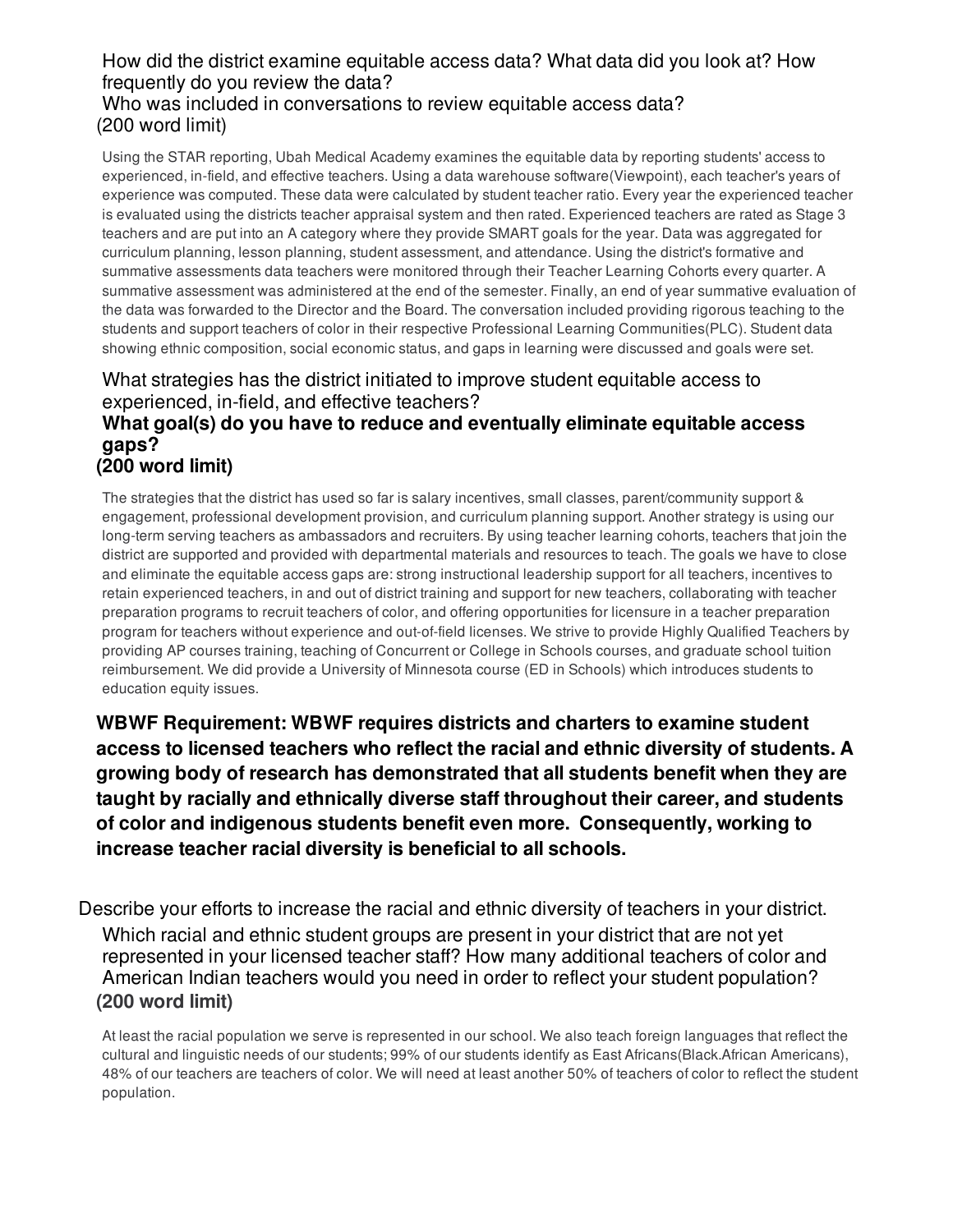How did the district examine equitable access data? What data did you look at? How frequently do you review the data?
Who was included in conversations to review equitable access data?
(200 word limit)

Using the STAR reporting, Ubah Medical Academy examines the equitable data by reporting students' access to experienced, in-field, and effective teachers. Using a data warehouse software(Viewpoint), each teacher's years of experience was computed. These data were calculated by student teacher ratio. Every year the experienced teacher is evaluated using the districts teacher appraisal system and then rated. Experienced teachers are rated as Stage 3 teachers and are put into an A category where they provide SMART goals for the year. Data was aggregated for curriculum planning, lesson planning, student assessment, and attendance. Using the district's formative and summative assessments data teachers were monitored through their Teacher Learning Cohorts every quarter. A summative assessment was administered at the end of the semester. Finally, an end of year summative evaluation of the data was forwarded to the Director and the Board. The conversation included providing rigorous teaching to the students and support teachers of color in their respective Professional Learning Communities(PLC). Student data showing ethnic composition, social economic status, and gaps in learning were discussed and goals were set.

What strategies has the district initiated to improve student equitable access to experienced, in-field, and effective teachers?
**What goal(s) do you have to reduce and eventually eliminate equitable access gaps?**
**(200 word limit)**

The strategies that the district has used so far is salary incentives, small classes, parent/community support & engagement, professional development provision, and curriculum planning support. Another strategy is using our long-term serving teachers as ambassadors and recruiters. By using teacher learning cohorts, teachers that join the district are supported and provided with departmental materials and resources to teach. The goals we have to close and eliminate the equitable access gaps are: strong instructional leadership support for all teachers, incentives to retain experienced teachers, in and out of district training and support for new teachers, collaborating with teacher preparation programs to recruit teachers of color, and offering opportunities for licensure in a teacher preparation program for teachers without experience and out-of-field licenses. We strive to provide Highly Qualified Teachers by providing AP courses training, teaching of Concurrent or College in Schools courses, and graduate school tuition reimbursement. We did provide a University of Minnesota course (ED in Schools) which introduces students to education equity issues.

**WBWF Requirement: WBWF requires districts and charters to examine student access to licensed teachers who reflect the racial and ethnic diversity of students. A growing body of research has demonstrated that all students benefit when they are taught by racially and ethnically diverse staff throughout their career, and students of color and indigenous students benefit even more. Consequently, working to increase teacher racial diversity is beneficial to all schools.**

Describe your efforts to increase the racial and ethnic diversity of teachers in your district.
Which racial and ethnic student groups are present in your district that are not yet represented in your licensed teacher staff? How many additional teachers of color and American Indian teachers would you need in order to reflect your student population?
**(200 word limit)**

At least the racial population we serve is represented in our school. We also teach foreign languages that reflect the cultural and linguistic needs of our students; 99% of our students identify as East Africans(Black.African Americans), 48% of our teachers are teachers of color. We will need at least another 50% of teachers of color to reflect the student population.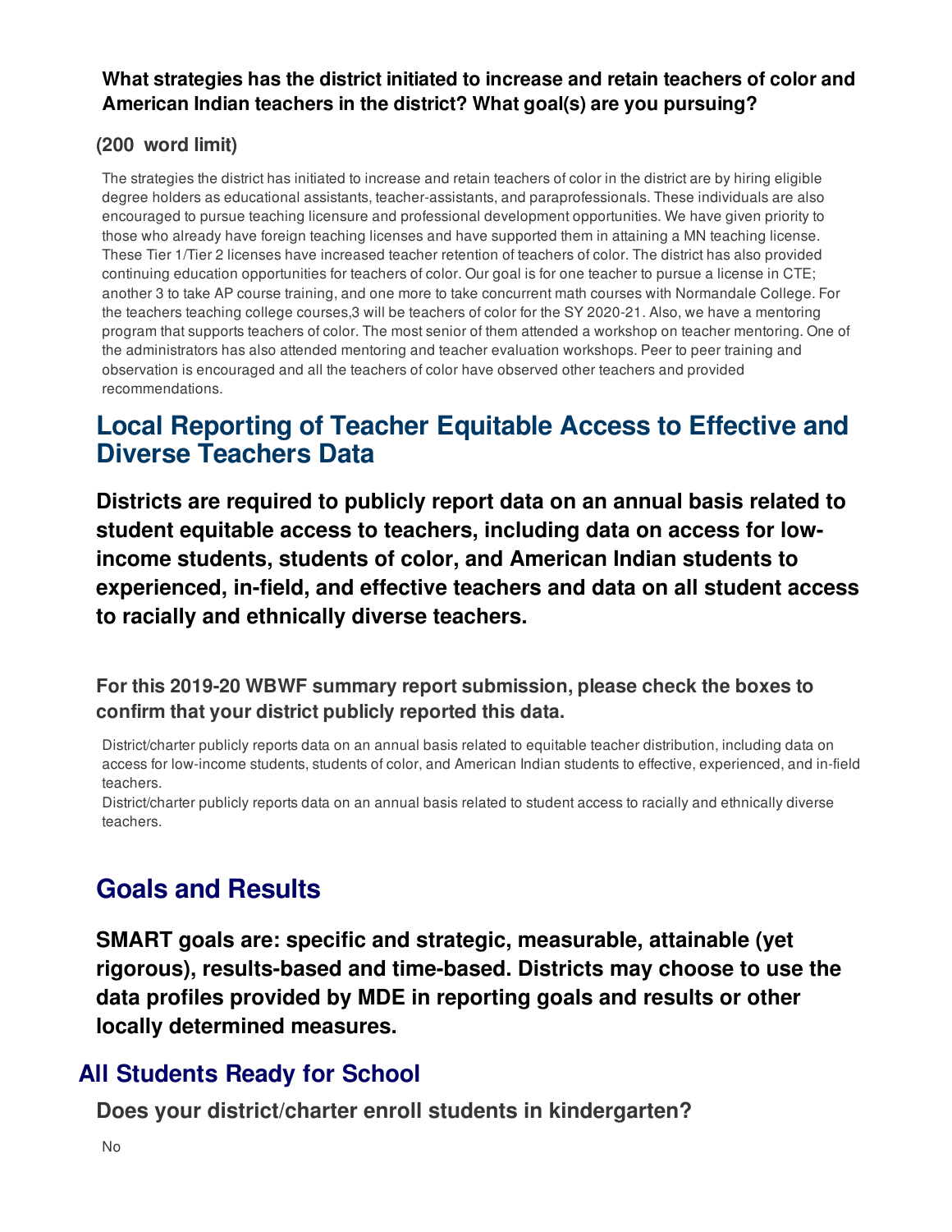**What strategies has the district initiated to increase and retain teachers of color and American Indian teachers in the district? What goal(s) are you pursuing?**

**(200 word limit)**

The strategies the district has initiated to increase and retain teachers of color in the district are by hiring eligible degree holders as educational assistants, teacher-assistants, and paraprofessionals. These individuals are also encouraged to pursue teaching licensure and professional development opportunities. We have given priority to those who already have foreign teaching licenses and have supported them in attaining a MN teaching license. These Tier 1/Tier 2 licenses have increased teacher retention of teachers of color. The district has also provided continuing education opportunities for teachers of color. Our goal is for one teacher to pursue a license in CTE; another 3 to take AP course training, and one more to take concurrent math courses with Normandale College. For the teachers teaching college courses,3 will be teachers of color for the SY 2020-21. Also, we have a mentoring program that supports teachers of color. The most senior of them attended a workshop on teacher mentoring. One of the administrators has also attended mentoring and teacher evaluation workshops. Peer to peer training and observation is encouraged and all the teachers of color have observed other teachers and provided recommendations.

## Local Reporting of Teacher Equitable Access to Effective and Diverse Teachers Data

**Districts are required to publicly report data on an annual basis related to student equitable access to teachers, including data on access for low-income students, students of color, and American Indian students to experienced, in-field, and effective teachers and data on all student access to racially and ethnically diverse teachers.**

**For this 2019-20 WBWF summary report submission, please check the boxes to confirm that your district publicly reported this data.**

District/charter publicly reports data on an annual basis related to equitable teacher distribution, including data on access for low-income students, students of color, and American Indian students to effective, experienced, and in-field teachers.

District/charter publicly reports data on an annual basis related to student access to racially and ethnically diverse teachers.

## Goals and Results

**SMART goals are: specific and strategic, measurable, attainable (yet rigorous), results-based and time-based. Districts may choose to use the data profiles provided by MDE in reporting goals and results or other locally determined measures.**

## All Students Ready for School

**Does your district/charter enroll students in kindergarten?**

No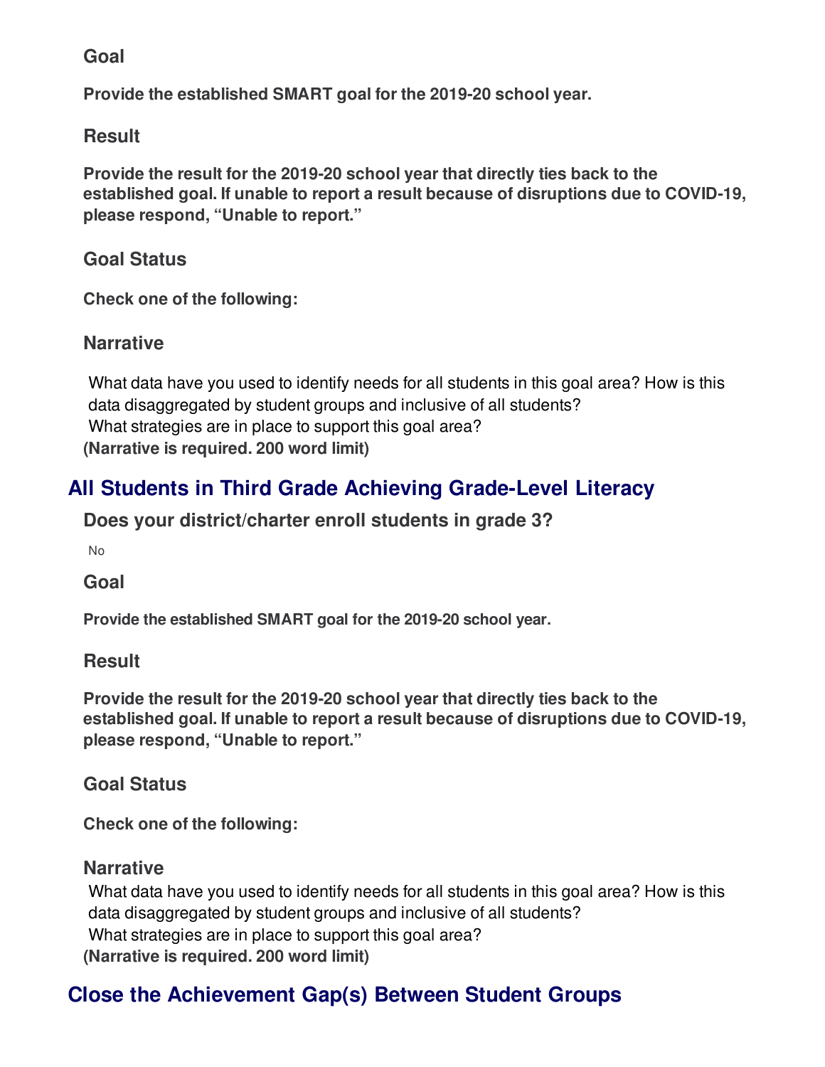### Goal

**Provide the established SMART goal for the 2019-20 school year.**

### Result

**Provide the result for the 2019-20 school year that directly ties back to the established goal. If unable to report a result because of disruptions due to COVID-19, please respond, "Unable to report."**

### Goal Status

**Check one of the following:**

### Narrative

What data have you used to identify needs for all students in this goal area? How is this data disaggregated by student groups and inclusive of all students?
What strategies are in place to support this goal area?
**(Narrative is required. 200 word limit)**

## All Students in Third Grade Achieving Grade-Level Literacy

### Does your district/charter enroll students in grade 3?

No

### Goal

**Provide the established SMART goal for the 2019-20 school year.**

### Result

**Provide the result for the 2019-20 school year that directly ties back to the established goal. If unable to report a result because of disruptions due to COVID-19, please respond, "Unable to report."**

### Goal Status

**Check one of the following:**

### Narrative

What data have you used to identify needs for all students in this goal area? How is this data disaggregated by student groups and inclusive of all students?
What strategies are in place to support this goal area?
**(Narrative is required. 200 word limit)**

## Close the Achievement Gap(s) Between Student Groups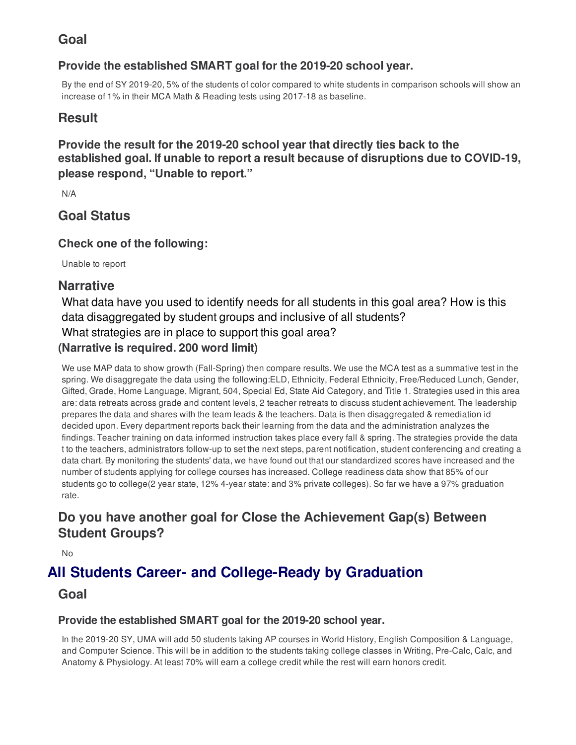## Goal

### Provide the established SMART goal for the 2019-20 school year.

By the end of SY 2019-20, 5% of the students of color compared to white students in comparison schools will show an increase of 1% in their MCA Math & Reading tests using 2017-18 as baseline.

## Result

### Provide the result for the 2019-20 school year that directly ties back to the established goal. If unable to report a result because of disruptions due to COVID-19, please respond, "Unable to report."

N/A

## Goal Status

### Check one of the following:

Unable to report

## Narrative

What data have you used to identify needs for all students in this goal area? How is this data disaggregated by student groups and inclusive of all students?
What strategies are in place to support this goal area?
**(Narrative is required. 200 word limit)**

We use MAP data to show growth (Fall-Spring) then compare results. We use the MCA test as a summative test in the spring. We disaggregate the data using the following:ELD, Ethnicity, Federal Ethnicity, Free/Reduced Lunch, Gender, Gifted, Grade, Home Language, Migrant, 504, Special Ed, State Aid Category, and Title 1. Strategies used in this area are: data retreats across grade and content levels, 2 teacher retreats to discuss student achievement. The leadership prepares the data and shares with the team leads & the teachers. Data is then disaggregated & remediation id decided upon. Every department reports back their learning from the data and the administration analyzes the findings. Teacher training on data informed instruction takes place every fall & spring. The strategies provide the data t to the teachers, administrators follow-up to set the next steps, parent notification, student conferencing and creating a data chart. By monitoring the students' data, we have found out that our standardized scores have increased and the number of students applying for college courses has increased. College readiness data show that 85% of our students go to college(2 year state, 12% 4-year state: and 3% private colleges). So far we have a 97% graduation rate.

## Do you have another goal for Close the Achievement Gap(s) Between Student Groups?

No

# All Students Career- and College-Ready by Graduation

## Goal

### Provide the established SMART goal for the 2019-20 school year.

In the 2019-20 SY, UMA will add 50 students taking AP courses in World History, English Composition & Language, and Computer Science. This will be in addition to the students taking college classes in Writing, Pre-Calc, Calc, and Anatomy & Physiology. At least 70% will earn a college credit while the rest will earn honors credit.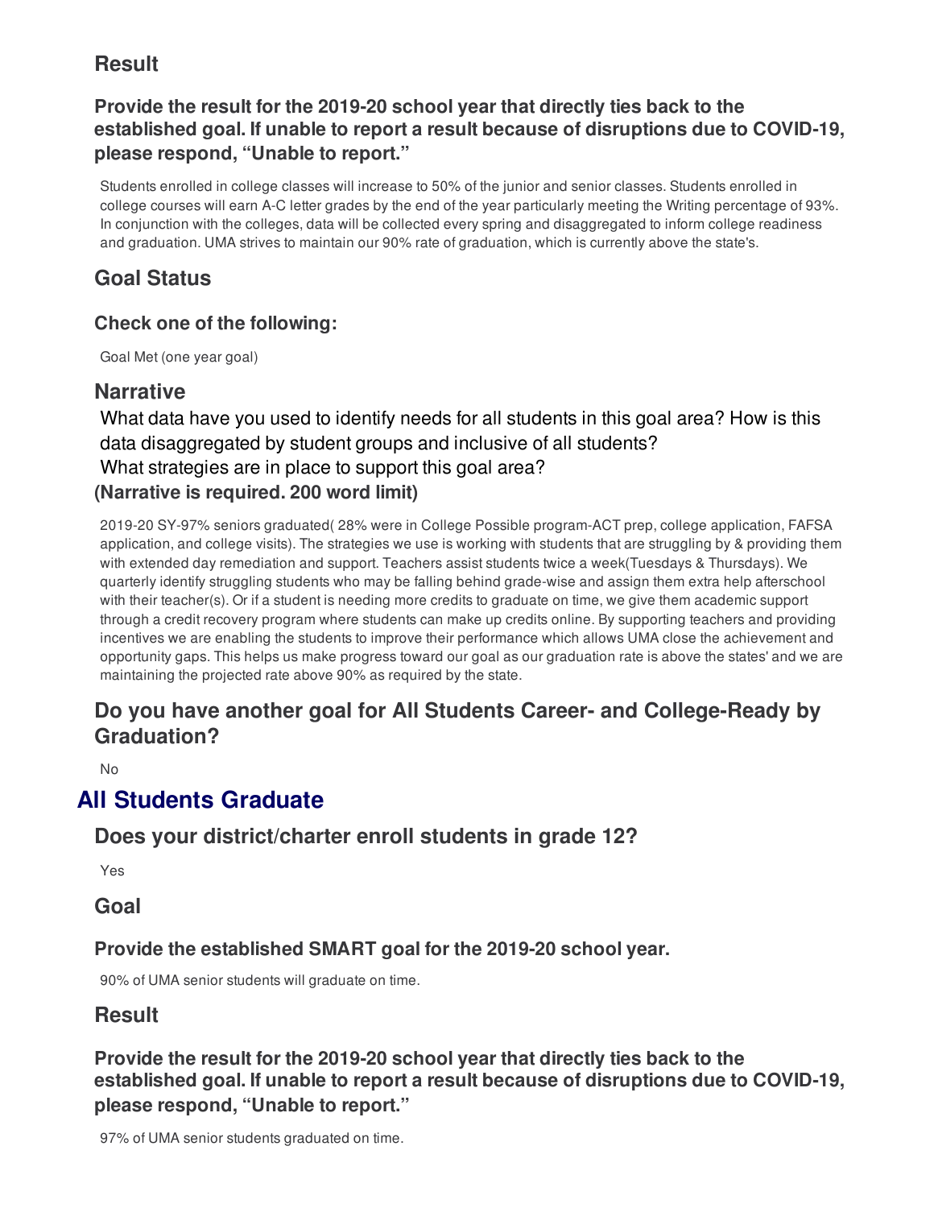## Result

### Provide the result for the 2019-20 school year that directly ties back to the established goal. If unable to report a result because of disruptions due to COVID-19, please respond, "Unable to report."

Students enrolled in college classes will increase to 50% of the junior and senior classes. Students enrolled in college courses will earn A-C letter grades by the end of the year particularly meeting the Writing percentage of 93%. In conjunction with the colleges, data will be collected every spring and disaggregated to inform college readiness and graduation. UMA strives to maintain our 90% rate of graduation, which is currently above the state's.

## Goal Status

### Check one of the following:

Goal Met (one year goal)

## Narrative

What data have you used to identify needs for all students in this goal area? How is this data disaggregated by student groups and inclusive of all students?
What strategies are in place to support this goal area?
**(Narrative is required. 200 word limit)**

2019-20 SY-97% seniors graduated( 28% were in College Possible program-ACT prep, college application, FAFSA application, and college visits). The strategies we use is working with students that are struggling by & providing them with extended day remediation and support. Teachers assist students twice a week(Tuesdays & Thursdays). We quarterly identify struggling students who may be falling behind grade-wise and assign them extra help afterschool with their teacher(s). Or if a student is needing more credits to graduate on time, we give them academic support through a credit recovery program where students can make up credits online. By supporting teachers and providing incentives we are enabling the students to improve their performance which allows UMA close the achievement and opportunity gaps. This helps us make progress toward our goal as our graduation rate is above the states' and we are maintaining the projected rate above 90% as required by the state.

## Do you have another goal for All Students Career- and College-Ready by Graduation?

No

# All Students Graduate

## Does your district/charter enroll students in grade 12?

Yes

## Goal

### Provide the established SMART goal for the 2019-20 school year.

90% of UMA senior students will graduate on time.

## Result

### Provide the result for the 2019-20 school year that directly ties back to the established goal. If unable to report a result because of disruptions due to COVID-19, please respond, "Unable to report."

97% of UMA senior students graduated on time.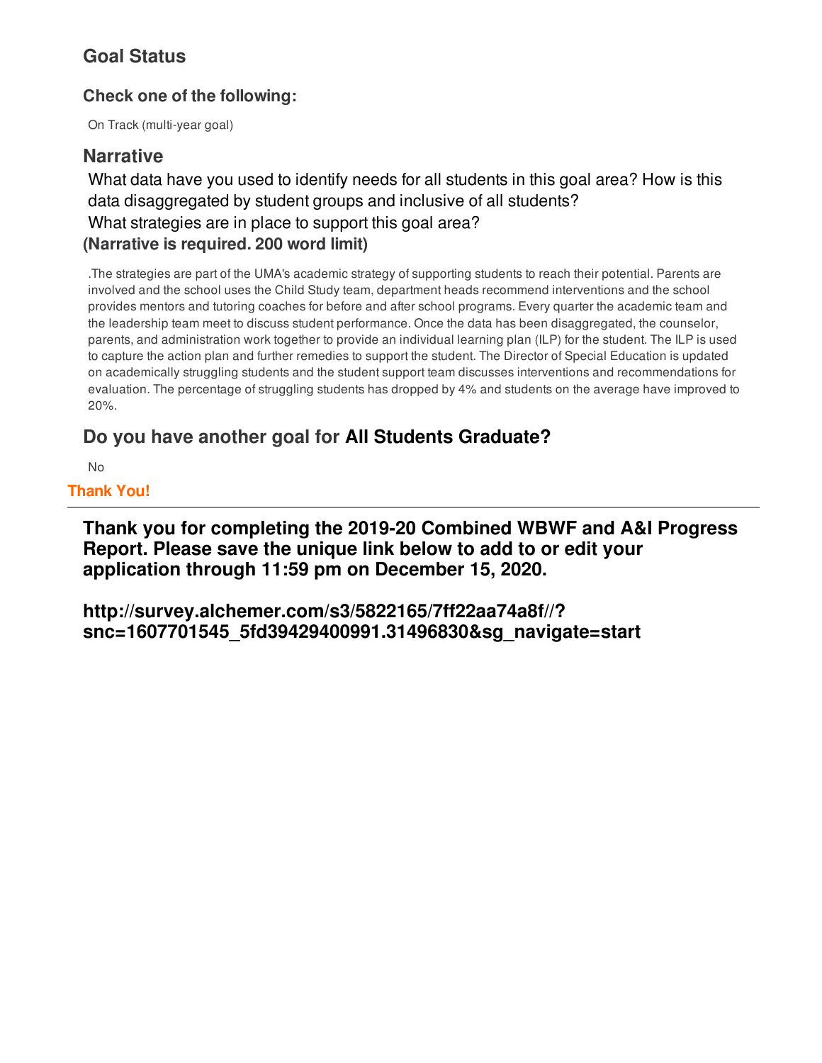## Goal Status

### Check one of the following:

On Track (multi-year goal)

## Narrative

What data have you used to identify needs for all students in this goal area? How is this data disaggregated by student groups and inclusive of all students?
What strategies are in place to support this goal area?

**(Narrative is required. 200 word limit)**

.The strategies are part of the UMA's academic strategy of supporting students to reach their potential. Parents are involved and the school uses the Child Study team, department heads recommend interventions and the school provides mentors and tutoring coaches for before and after school programs. Every quarter the academic team and the leadership team meet to discuss student performance. Once the data has been disaggregated, the counselor, parents, and administration work together to provide an individual learning plan (ILP) for the student. The ILP is used to capture the action plan and further remedies to support the student. The Director of Special Education is updated on academically struggling students and the student support team discusses interventions and recommendations for evaluation. The percentage of struggling students has dropped by 4% and students on the average have improved to 20%.

## Do you have another goal for **All Students Graduate?**

No

**Thank You!**

---

**Thank you for completing the 2019-20 Combined WBWF and A&I Progress Report. Please save the unique link below to add to or edit your application through 11:59 pm on December 15, 2020.**

**http://survey.alchemer.com/s3/5822165/7ff22aa74a8f//?snc=1607701545_5fd39429400991.31496830&sg_navigate=start**